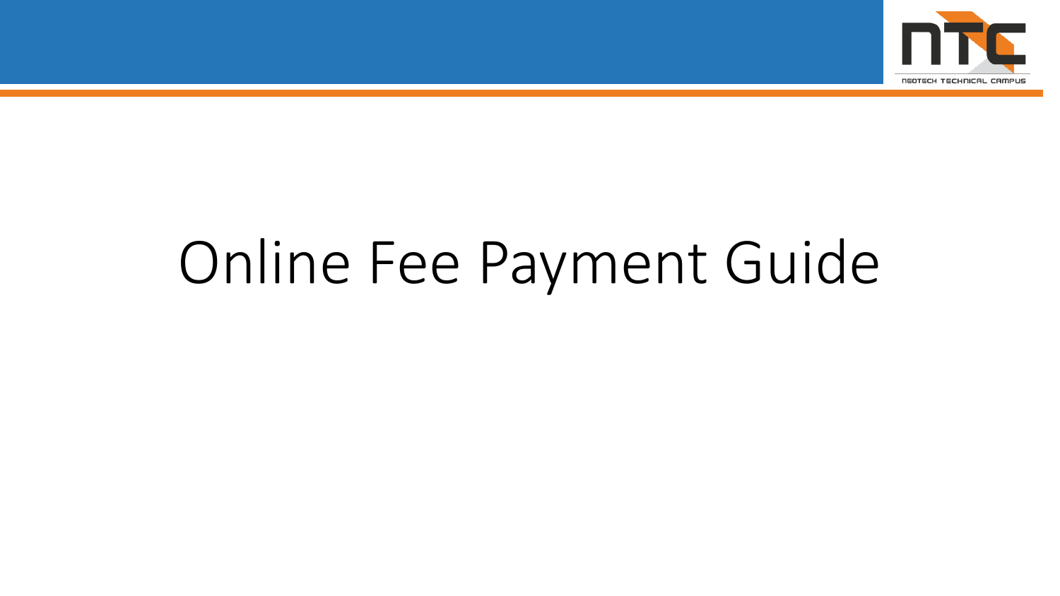# Online Fee Payment Guide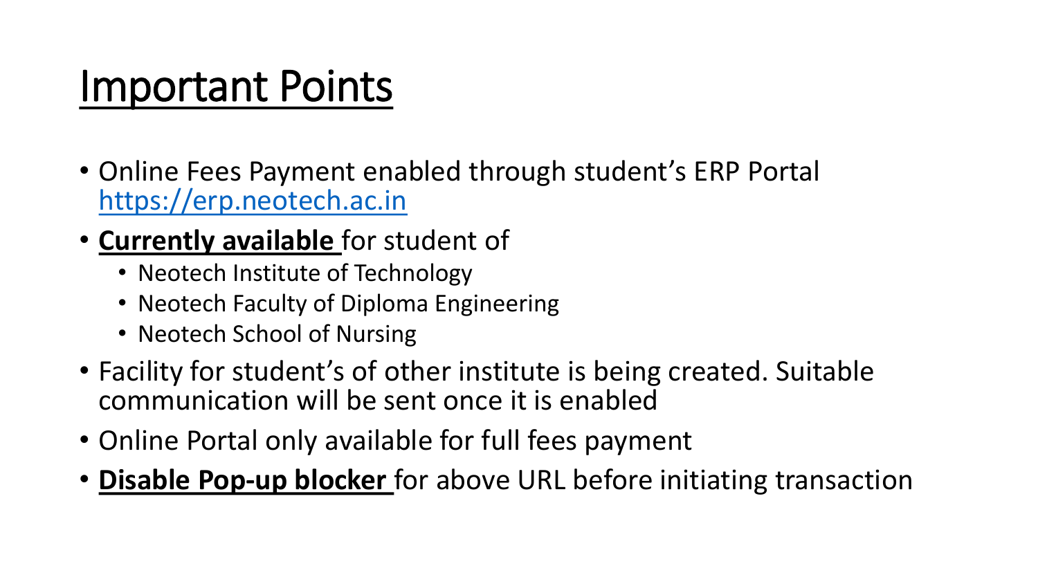# Important Points

- Online Fees Payment enabled through student's ERP Portal https://erp.neotech.ac.in
- **Currently available** for student of
  - Neotech Institute of Technology
  - Neotech Faculty of Diploma Engineering
  - Neotech School of Nursing
- Facility for student's of other institute is being created. Suitable communication will be sent once it is enabled
- Online Portal only available for full fees payment
- **Disable Pop-up blocker** for above URL before initiating transaction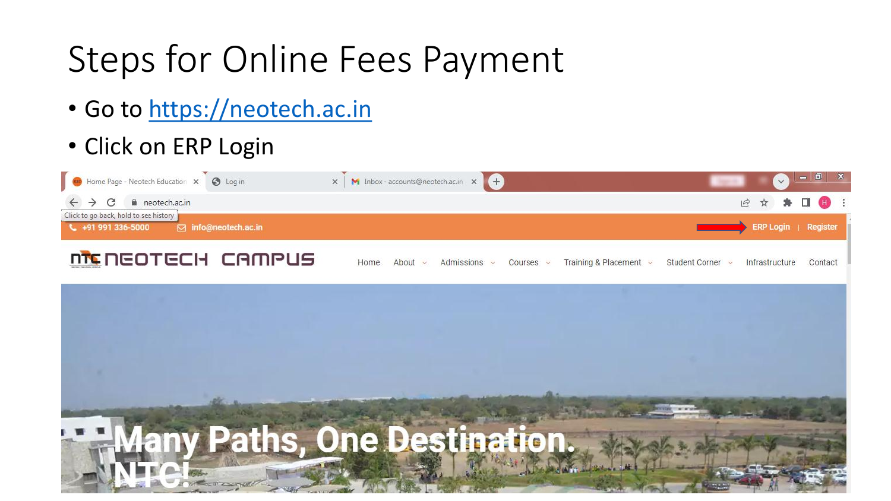# Steps for Online Fees Payment

- Go to https://neotech.ac.in
- Click on ERP Login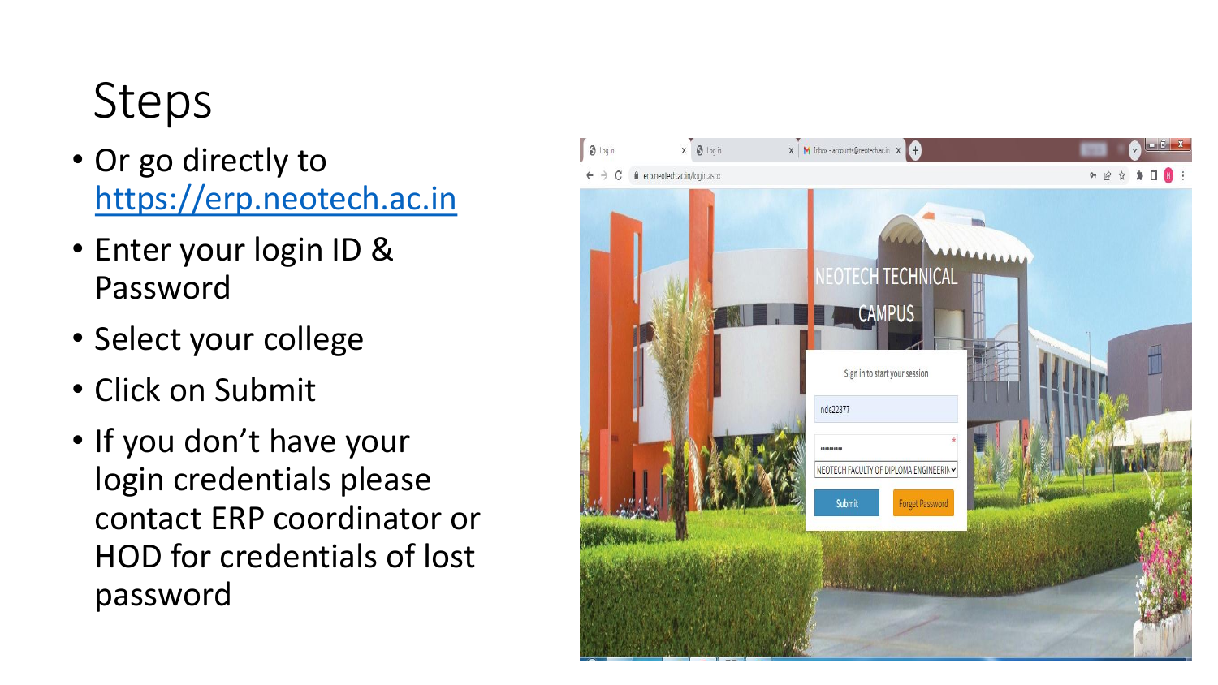# Steps

- Or go directly to [https://erp.neotech.ac.in](https://erp.neotech.ac.in)
- Enter your login ID & Password
- Select your college
- Click on Submit
- If you don't have your login credentials please contact ERP coordinator or HOD for credentials of lost password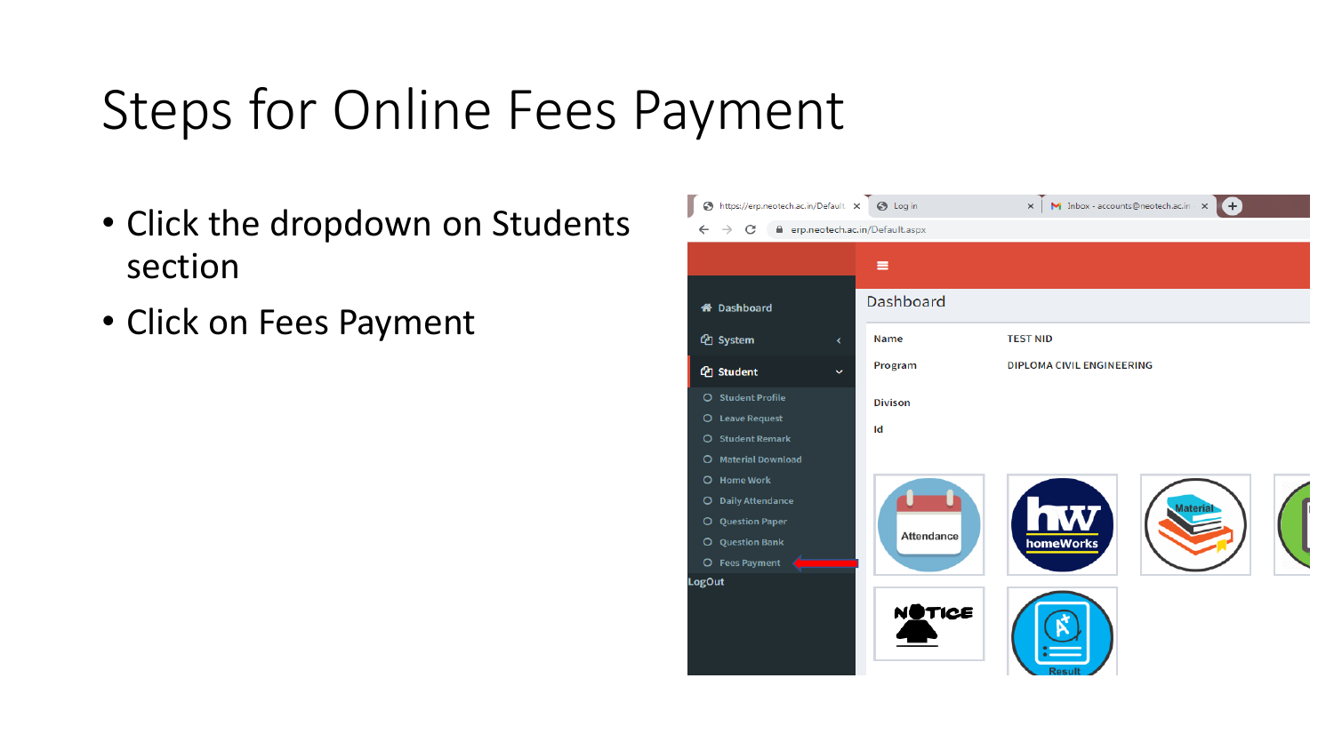# Steps for Online Fees Payment

- Click the dropdown on Students section
- Click on Fees Payment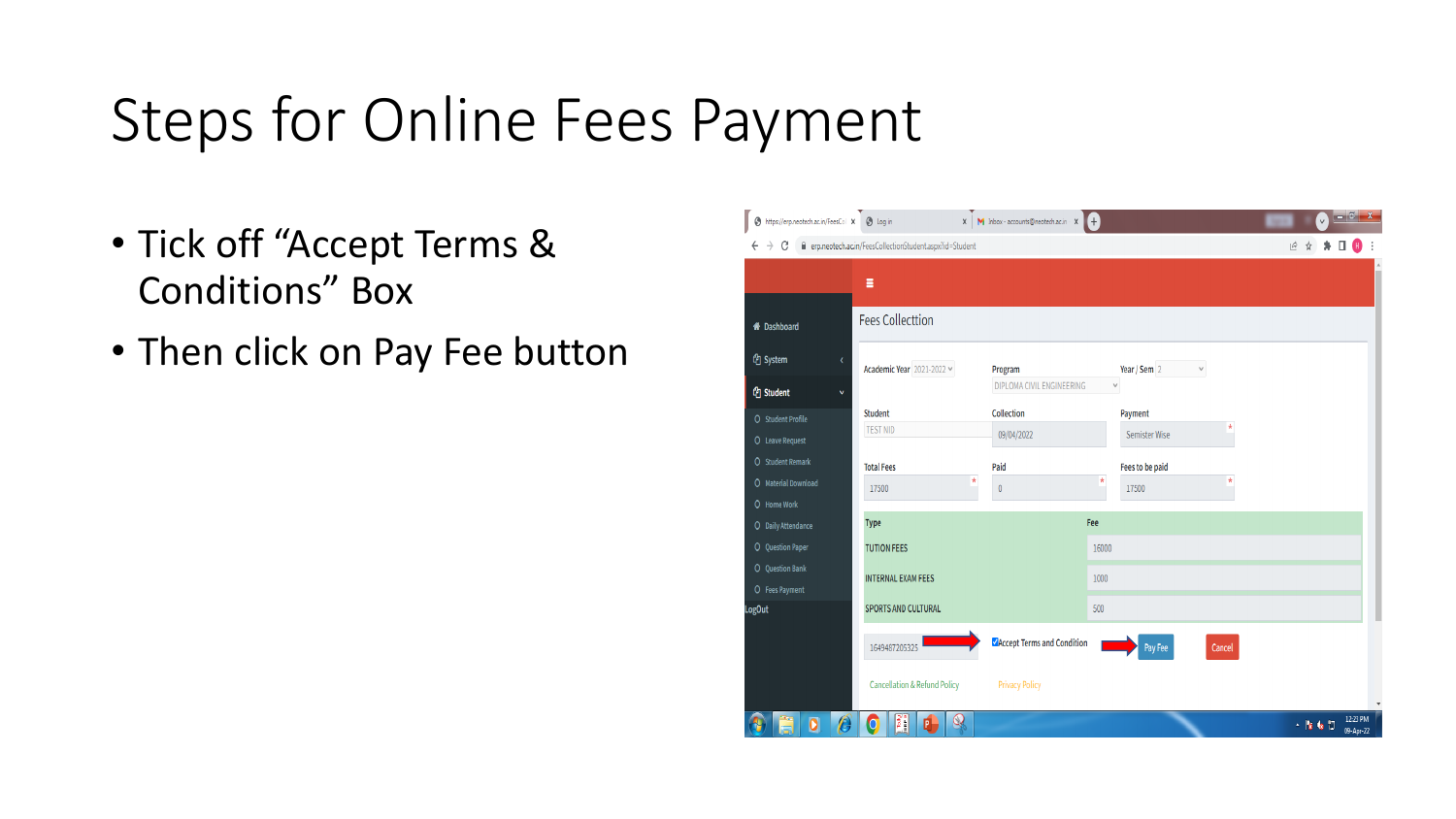# Steps for Online Fees Payment

- Tick off “Accept Terms & Conditions” Box
- Then click on Pay Fee button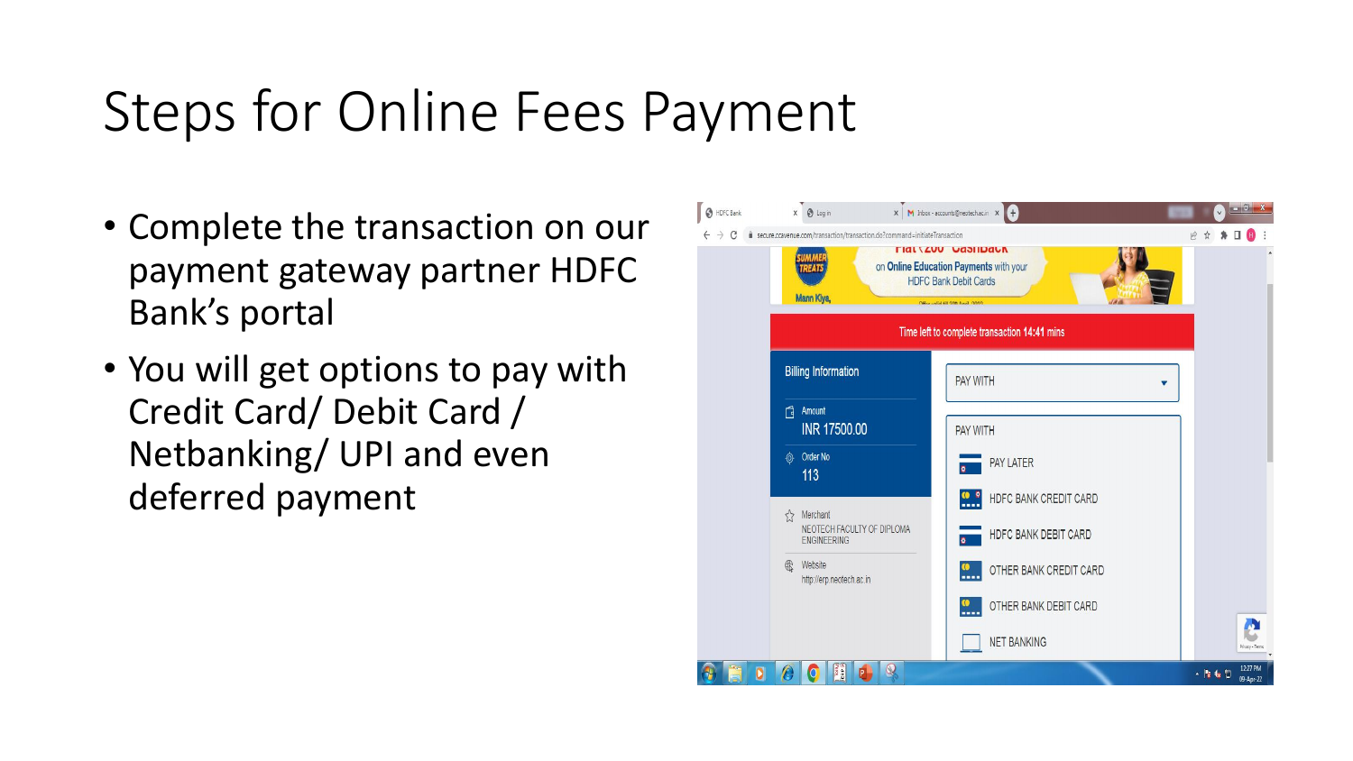# Steps for Online Fees Payment

- Complete the transaction on our payment gateway partner HDFC Bank's portal
- You will get options to pay with Credit Card/ Debit Card / Netbanking/ UPI and even deferred payment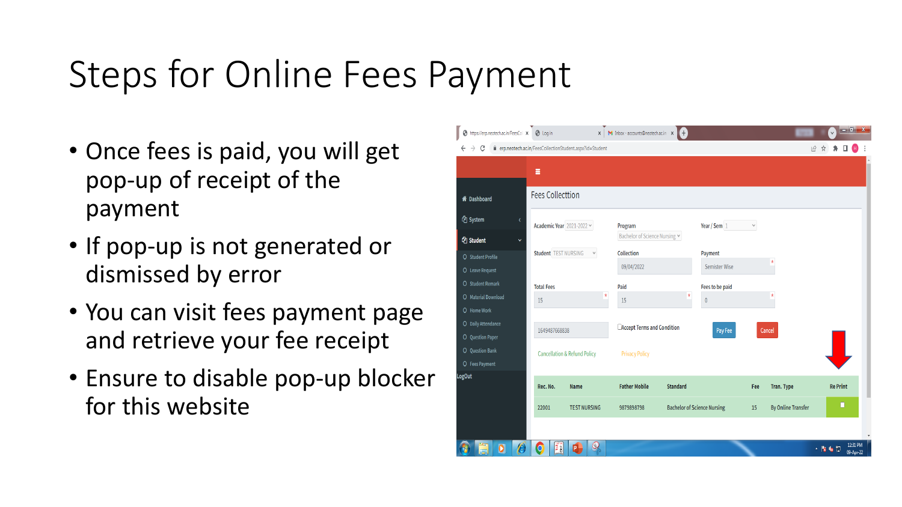# Steps for Online Fees Payment

- Once fees is paid, you will get pop-up of receipt of the payment
- If pop-up is not generated or dismissed by error
- You can visit fees payment page and retrieve your fee receipt
- Ensure to disable pop-up blocker for this website